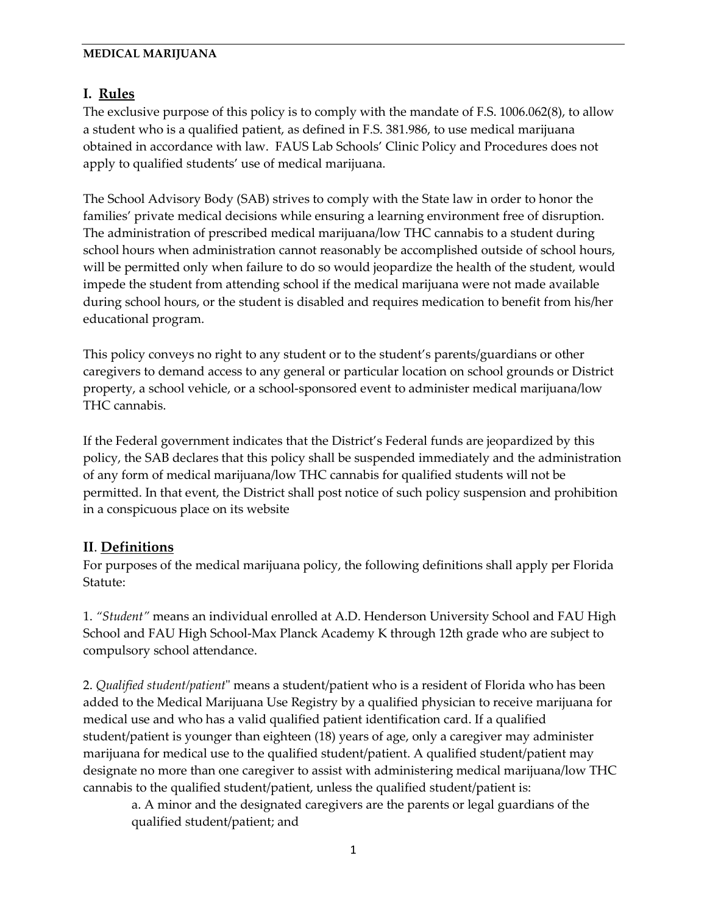**MEDICAL MARIJUANA**

## I. Rules

The exclusive purpose of this policy is to comply with the mandate of F.S. 1006.062(8), to allow a student who is a qualified patient, as defined in F.S. 381.986, to use medical marijuana obtained in accordance with law. FAUS Lab Schools' Clinic Policy and Procedures does not apply to qualified students' use of medical marijuana.

The School Advisory Body (SAB) strives to comply with the State law in order to honor the families' private medical decisions while ensuring a learning environment free of disruption. The administration of prescribed medical marijuana/low THC cannabis to a student during school hours when administration cannot reasonably be accomplished outside of school hours, will be permitted only when failure to do so would jeopardize the health of the student, would impede the student from attending school if the medical marijuana were not made available during school hours, or the student is disabled and requires medication to benefit from his/her educational program.

This policy conveys no right to any student or to the student's parents/guardians or other caregivers to demand access to any general or particular location on school grounds or District property, a school vehicle, or a school-sponsored event to administer medical marijuana/low THC cannabis.

If the Federal government indicates that the District's Federal funds are jeopardized by this policy, the SAB declares that this policy shall be suspended immediately and the administration of any form of medical marijuana/low THC cannabis for qualified students will not be permitted. In that event, the District shall post notice of such policy suspension and prohibition in a conspicuous place on its website

## II. Definitions

For purposes of the medical marijuana policy, the following definitions shall apply per Florida Statute:

1. *"Student"* means an individual enrolled at A.D. Henderson University School and FAU High School and FAU High School-Max Planck Academy K through 12th grade who are subject to compulsory school attendance.

2. *Qualified student/patient*" means a student/patient who is a resident of Florida who has been added to the Medical Marijuana Use Registry by a qualified physician to receive marijuana for medical use and who has a valid qualified patient identification card. If a qualified student/patient is younger than eighteen (18) years of age, only a caregiver may administer marijuana for medical use to the qualified student/patient. A qualified student/patient may designate no more than one caregiver to assist with administering medical marijuana/low THC cannabis to the qualified student/patient, unless the qualified student/patient is:

   a. A minor and the designated caregivers are the parents or legal guardians of the qualified student/patient; and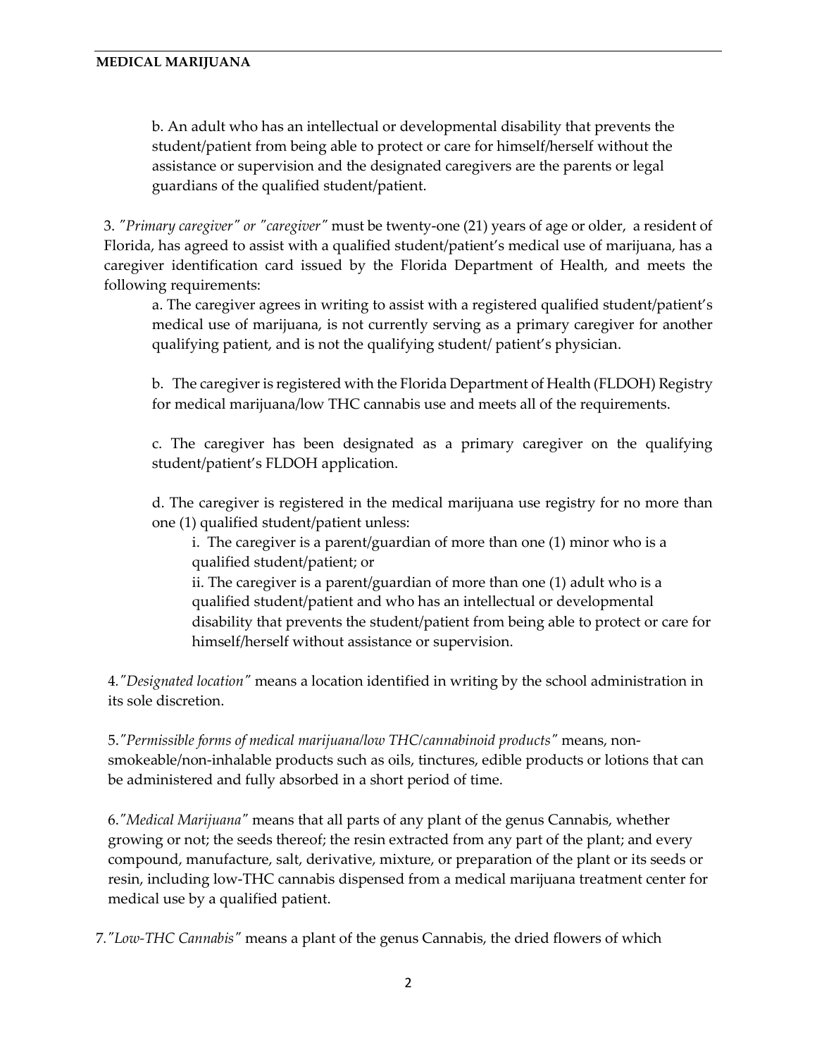b. An adult who has an intellectual or developmental disability that prevents the student/patient from being able to protect or care for himself/herself without the assistance or supervision and the designated caregivers are the parents or legal guardians of the qualified student/patient.

3. *"Primary caregiver" or "caregiver"* must be twenty-one (21) years of age or older, a resident of Florida, has agreed to assist with a qualified student/patient's medical use of marijuana, has a caregiver identification card issued by the Florida Department of Health, and meets the following requirements:

a. The caregiver agrees in writing to assist with a registered qualified student/patient's medical use of marijuana, is not currently serving as a primary caregiver for another qualifying patient, and is not the qualifying student/ patient's physician.

b. The caregiver is registered with the Florida Department of Health (FLDOH) Registry for medical marijuana/low THC cannabis use and meets all of the requirements.

c. The caregiver has been designated as a primary caregiver on the qualifying student/patient's FLDOH application.

d. The caregiver is registered in the medical marijuana use registry for no more than one (1) qualified student/patient unless:

i. The caregiver is a parent/guardian of more than one (1) minor who is a qualified student/patient; or

ii. The caregiver is a parent/guardian of more than one (1) adult who is a qualified student/patient and who has an intellectual or developmental disability that prevents the student/patient from being able to protect or care for himself/herself without assistance or supervision.

4. *"Designated location"* means a location identified in writing by the school administration in its sole discretion.

5. *"Permissible forms of medical marijuana/low THC/cannabinoid products"* means, non-smokeable/non-inhalable products such as oils, tinctures, edible products or lotions that can be administered and fully absorbed in a short period of time.

6. *"Medical Marijuana"* means that all parts of any plant of the genus Cannabis, whether growing or not; the seeds thereof; the resin extracted from any part of the plant; and every compound, manufacture, salt, derivative, mixture, or preparation of the plant or its seeds or resin, including low-THC cannabis dispensed from a medical marijuana treatment center for medical use by a qualified patient.

7. *"Low-THC Cannabis"* means a plant of the genus Cannabis, the dried flowers of which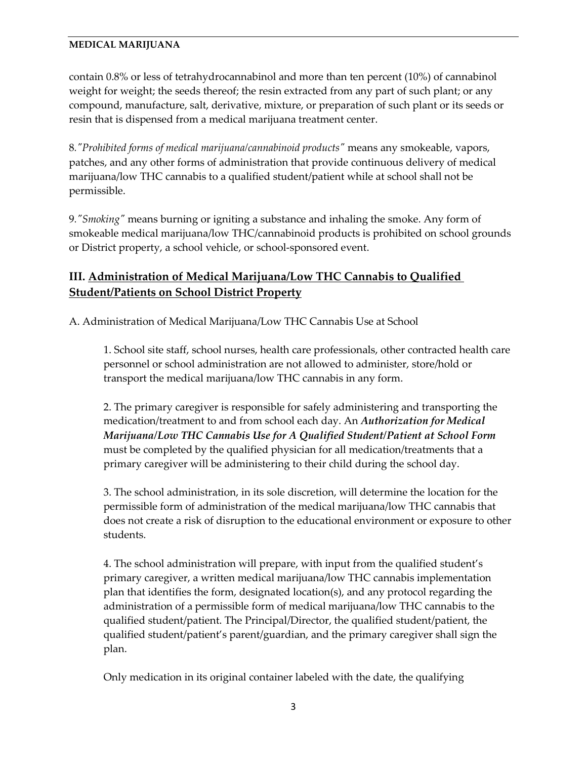contain 0.8% or less of tetrahydrocannabinol and more than ten percent (10%) of cannabinol weight for weight; the seeds thereof; the resin extracted from any part of such plant; or any compound, manufacture, salt, derivative, mixture, or preparation of such plant or its seeds or resin that is dispensed from a medical marijuana treatment center.

8. *"Prohibited forms of medical marijuana/cannabinoid products"* means any smokeable, vapors, patches, and any other forms of administration that provide continuous delivery of medical marijuana/low THC cannabis to a qualified student/patient while at school shall not be permissible.

9. *"Smoking"* means burning or igniting a substance and inhaling the smoke. Any form of smokeable medical marijuana/low THC/cannabinoid products is prohibited on school grounds or District property, a school vehicle, or school-sponsored event.

## III. Administration of Medical Marijuana/Low THC Cannabis to Qualified Student/Patients on School District Property

A. Administration of Medical Marijuana/Low THC Cannabis Use at School

1. School site staff, school nurses, health care professionals, other contracted health care personnel or school administration are not allowed to administer, store/hold or transport the medical marijuana/low THC cannabis in any form.

2. The primary caregiver is responsible for safely administering and transporting the medication/treatment to and from school each day. An ***Authorization for Medical Marijuana/Low THC Cannabis Use for A Qualified Student/Patient at School Form*** must be completed by the qualified physician for all medication/treatments that a primary caregiver will be administering to their child during the school day.

3. The school administration, in its sole discretion, will determine the location for the permissible form of administration of the medical marijuana/low THC cannabis that does not create a risk of disruption to the educational environment or exposure to other students.

4. The school administration will prepare, with input from the qualified student's primary caregiver, a written medical marijuana/low THC cannabis implementation plan that identifies the form, designated location(s), and any protocol regarding the administration of a permissible form of medical marijuana/low THC cannabis to the qualified student/patient. The Principal/Director, the qualified student/patient, the qualified student/patient's parent/guardian, and the primary caregiver shall sign the plan.

Only medication in its original container labeled with the date, the qualifying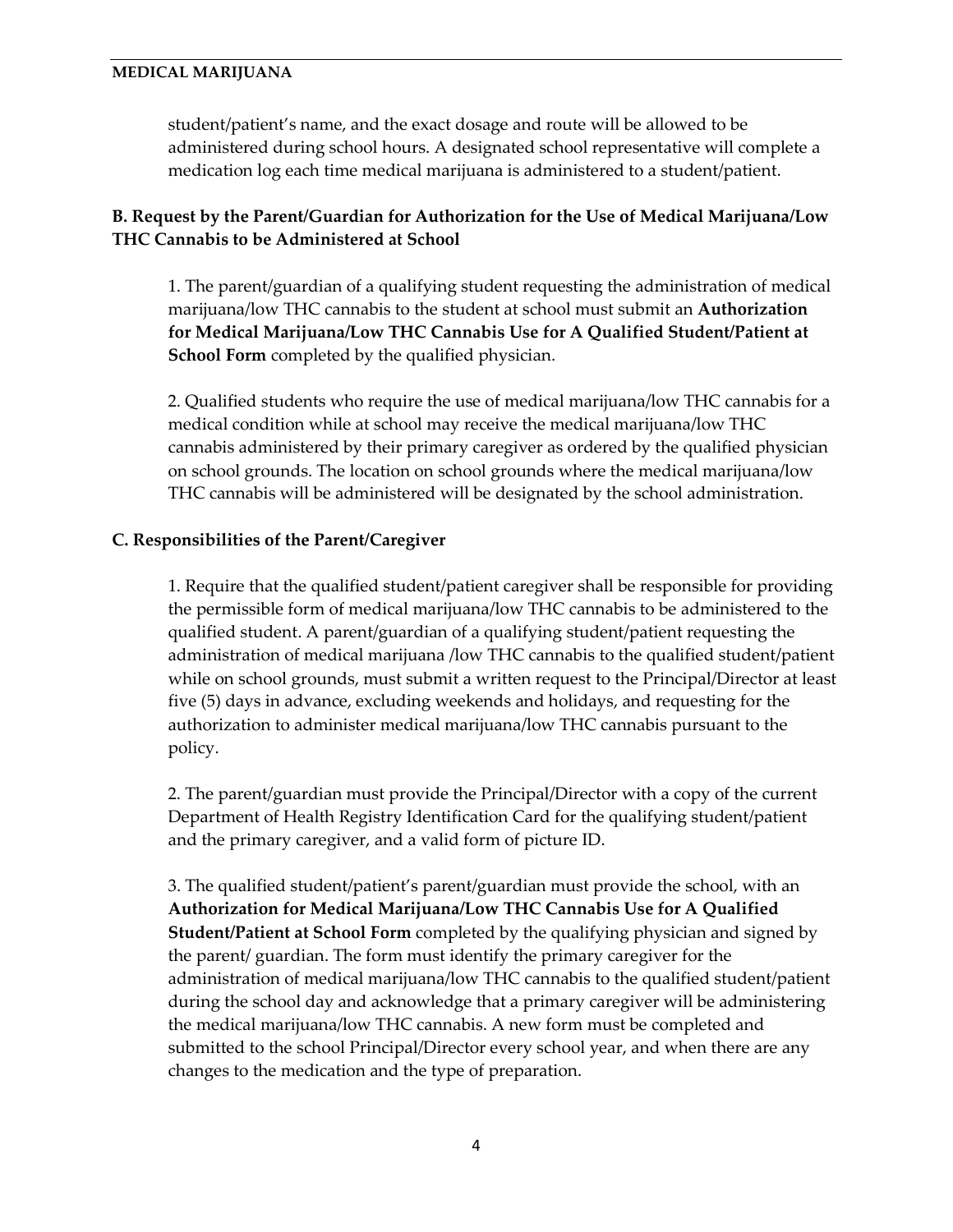student/patient's name, and the exact dosage and route will be allowed to be administered during school hours. A designated school representative will complete a medication log each time medical marijuana is administered to a student/patient.

### B. Request by the Parent/Guardian for Authorization for the Use of Medical Marijuana/Low THC Cannabis to be Administered at School

1. The parent/guardian of a qualifying student requesting the administration of medical marijuana/low THC cannabis to the student at school must submit an **Authorization for Medical Marijuana/Low THC Cannabis Use for A Qualified Student/Patient at School Form** completed by the qualified physician.

2. Qualified students who require the use of medical marijuana/low THC cannabis for a medical condition while at school may receive the medical marijuana/low THC cannabis administered by their primary caregiver as ordered by the qualified physician on school grounds. The location on school grounds where the medical marijuana/low THC cannabis will be administered will be designated by the school administration.

### C. Responsibilities of the Parent/Caregiver

1. Require that the qualified student/patient caregiver shall be responsible for providing the permissible form of medical marijuana/low THC cannabis to be administered to the qualified student. A parent/guardian of a qualifying student/patient requesting the administration of medical marijuana /low THC cannabis to the qualified student/patient while on school grounds, must submit a written request to the Principal/Director at least five (5) days in advance, excluding weekends and holidays, and requesting for the authorization to administer medical marijuana/low THC cannabis pursuant to the policy.

2. The parent/guardian must provide the Principal/Director with a copy of the current Department of Health Registry Identification Card for the qualifying student/patient and the primary caregiver, and a valid form of picture ID.

3. The qualified student/patient's parent/guardian must provide the school, with an **Authorization for Medical Marijuana/Low THC Cannabis Use for A Qualified Student/Patient at School Form** completed by the qualifying physician and signed by the parent/ guardian. The form must identify the primary caregiver for the administration of medical marijuana/low THC cannabis to the qualified student/patient during the school day and acknowledge that a primary caregiver will be administering the medical marijuana/low THC cannabis. A new form must be completed and submitted to the school Principal/Director every school year, and when there are any changes to the medication and the type of preparation.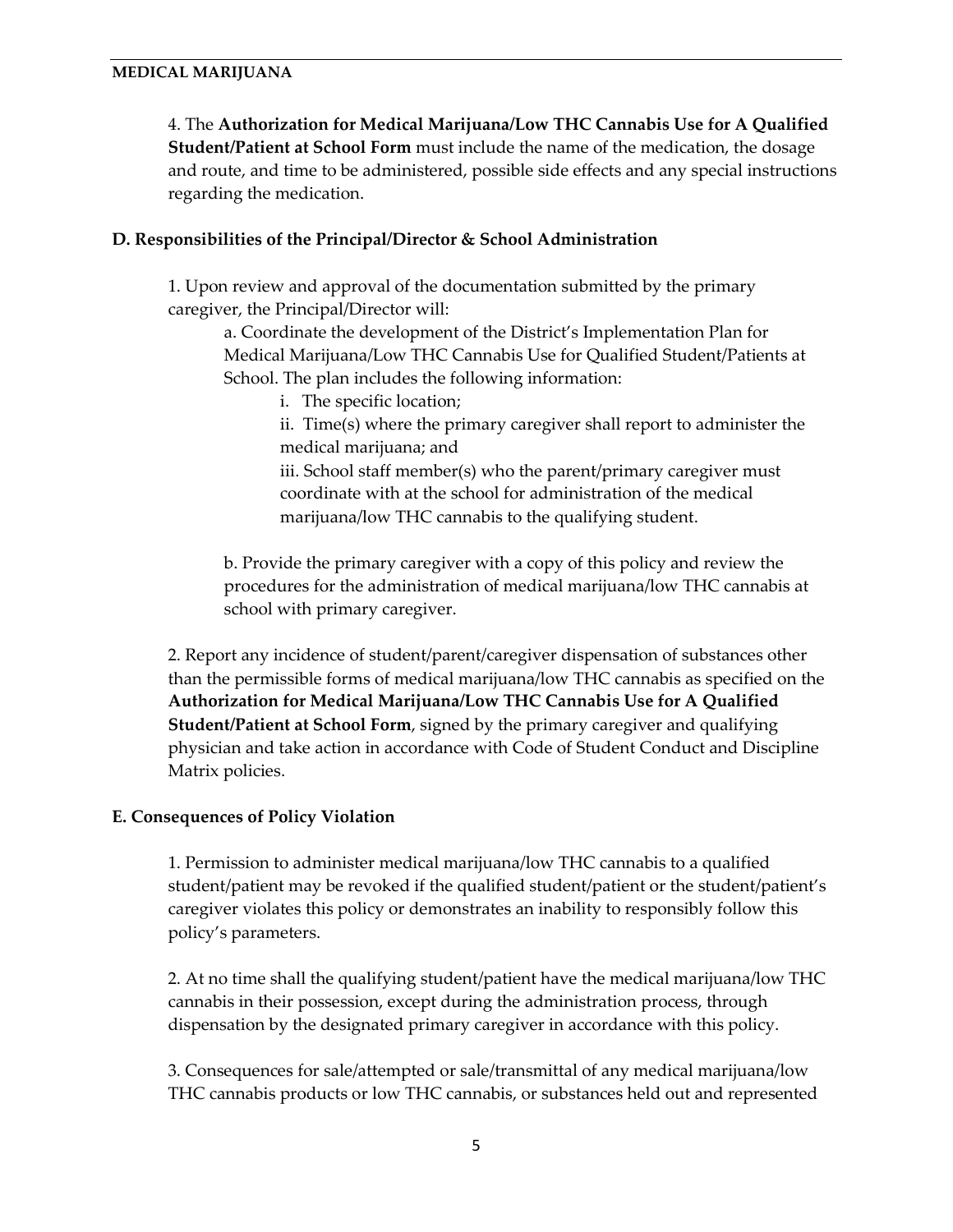4. The **Authorization for Medical Marijuana/Low THC Cannabis Use for A Qualified Student/Patient at School Form** must include the name of the medication, the dosage and route, and time to be administered, possible side effects and any special instructions regarding the medication.

### D. Responsibilities of the Principal/Director & School Administration

1. Upon review and approval of the documentation submitted by the primary caregiver, the Principal/Director will:

   a. Coordinate the development of the District's Implementation Plan for Medical Marijuana/Low THC Cannabis Use for Qualified Student/Patients at School. The plan includes the following information:

      i. The specific location;

      ii. Time(s) where the primary caregiver shall report to administer the medical marijuana; and

      iii. School staff member(s) who the parent/primary caregiver must coordinate with at the school for administration of the medical marijuana/low THC cannabis to the qualifying student.

   b. Provide the primary caregiver with a copy of this policy and review the procedures for the administration of medical marijuana/low THC cannabis at school with primary caregiver.

2. Report any incidence of student/parent/caregiver dispensation of substances other than the permissible forms of medical marijuana/low THC cannabis as specified on the **Authorization for Medical Marijuana/Low THC Cannabis Use for A Qualified Student/Patient at School Form**, signed by the primary caregiver and qualifying physician and take action in accordance with Code of Student Conduct and Discipline Matrix policies.

### E. Consequences of Policy Violation

1. Permission to administer medical marijuana/low THC cannabis to a qualified student/patient may be revoked if the qualified student/patient or the student/patient's caregiver violates this policy or demonstrates an inability to responsibly follow this policy's parameters.

2. At no time shall the qualifying student/patient have the medical marijuana/low THC cannabis in their possession, except during the administration process, through dispensation by the designated primary caregiver in accordance with this policy.

3. Consequences for sale/attempted or sale/transmittal of any medical marijuana/low THC cannabis products or low THC cannabis, or substances held out and represented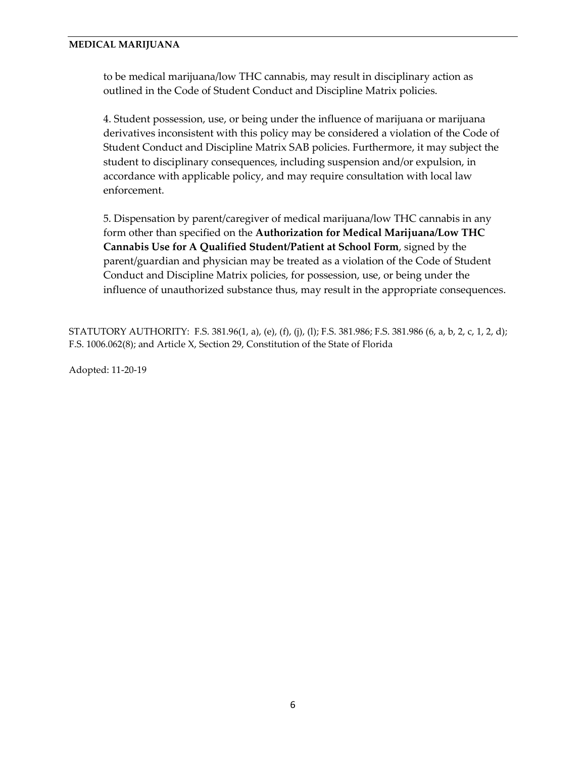to be medical marijuana/low THC cannabis, may result in disciplinary action as outlined in the Code of Student Conduct and Discipline Matrix policies.

4. Student possession, use, or being under the influence of marijuana or marijuana derivatives inconsistent with this policy may be considered a violation of the Code of Student Conduct and Discipline Matrix SAB policies. Furthermore, it may subject the student to disciplinary consequences, including suspension and/or expulsion, in accordance with applicable policy, and may require consultation with local law enforcement.

5. Dispensation by parent/caregiver of medical marijuana/low THC cannabis in any form other than specified on the **Authorization for Medical Marijuana/Low THC Cannabis Use for A Qualified Student/Patient at School Form**, signed by the parent/guardian and physician may be treated as a violation of the Code of Student Conduct and Discipline Matrix policies, for possession, use, or being under the influence of unauthorized substance thus, may result in the appropriate consequences.

STATUTORY AUTHORITY: F.S. 381.96(1, a), (e), (f), (j), (l); F.S. 381.986; F.S. 381.986 (6, a, b, 2, c, 1, 2, d); F.S. 1006.062(8); and Article X, Section 29, Constitution of the State of Florida

Adopted: 11-20-19